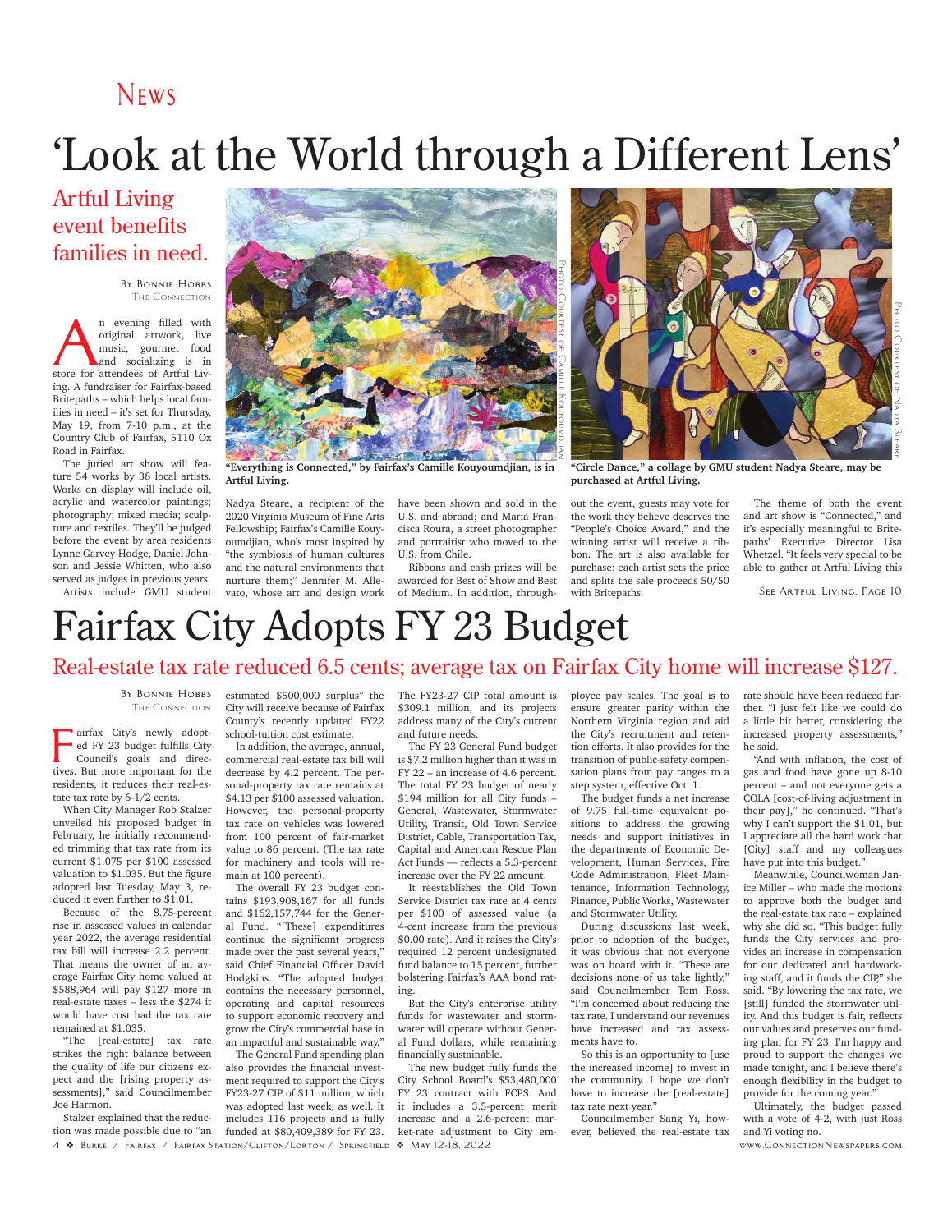News

# 'Look at the World through a Different Lens'

## Artful Living event benefits families in need.

By Bonnie Hobbs
The Connection

An evening filled with original artwork, live music, gourmet food and socializing is in store for attendees of Artful Living. A fundraiser for Fairfax-based Britepaths – which helps local families in need – it's set for Thursday, May 19, from 7-10 p.m., at the Country Club of Fairfax, 5110 Ox Road in Fairfax.

The juried art show will feature 54 works by 38 local artists. Works on display will include oil, acrylic and watercolor paintings; photography; mixed media; sculpture and textiles. They'll be judged before the event by area residents Lynne Garvey-Hodge, Daniel Johnson and Jessie Whitten, who also served as judges in previous years.

Artists include GMU student Nadya Steare, a recipient of the 2020 Virginia Museum of Fine Arts Fellowship; Fairfax's Camille Kouyoumdjian, who's most inspired by "the symbiosis of human cultures and the natural environments that nurture them;" Jennifer M. Allevato, whose art and design work have been shown and sold in the U.S. and abroad; and Maria Francisca Roura, a street photographer and portraitist who moved to the U.S. from Chile.

Photo Courtesy of Camille Kouyoumdjian

**"Everything is Connected," by Fairfax's Camille Kouyoumdjian, is in Artful Living.**

Photo Courtesy of Nadya Steare

**"Circle Dance," a collage by GMU student Nadya Steare, may be purchased at Artful Living.**

Ribbons and cash prizes will be awarded for Best of Show and Best of Medium. In addition, throughout the event, guests may vote for the work they believe deserves the "People's Choice Award," and the winning artist will receive a ribbon. The art is also available for purchase; each artist sets the price and splits the sale proceeds 50/50 with Britepaths.

The theme of both the event and art show is "Connected," and it's especially meaningful to Britepaths' Executive Director Lisa Whetzel. "It feels very special to be able to gather at Artful Living this

See Artful Living, Page 10

# Fairfax City Adopts FY 23 Budget

## Real-estate tax rate reduced 6.5 cents; average tax on Fairfax City home will increase $127.

By Bonnie Hobbs
The Connection

Fairfax City's newly adopted FY 23 budget fulfills City Council's goals and directives. But more important for the residents, it reduces their real-estate tax rate by 6-1/2 cents.

When City Manager Rob Stalzer unveiled his proposed budget in February, he initially recommended trimming that tax rate from its current $1.075 per $100 assessed valuation to $1.035. But the figure adopted last Tuesday, May 3, reduced it even further to $1.01.

Because of the 8.75-percent rise in assessed values in calendar year 2022, the average residential tax bill will increase 2.2 percent. That means the owner of an average Fairfax City home valued at $588,964 will pay $127 more in real-estate taxes – less the $274 it would have cost had the tax rate remained at $1.035.

"The [real-estate] tax rate strikes the right balance between the quality of life our citizens expect and the [rising property assessments]," said Councilmember Joe Harmon.

Stalzer explained that the reduction was made possible due to "an estimated $500,000 surplus" the City will receive because of Fairfax County's recently updated FY22 school-tuition cost estimate.

In addition, the average, annual, commercial real-estate tax bill will decrease by 4.2 percent. The personal-property tax rate remains at $4.13 per $100 assessed valuation. However, the personal-property tax rate on vehicles was lowered from 100 percent of fair-market value to 86 percent. (The tax rate for machinery and tools will remain at 100 percent.)

The overall FY 23 budget contains $193,908,167 for all funds and $162,157,744 for the General Fund. "[These] expenditures continue the significant progress made over the past several years," said Chief Financial Officer David Hodgkins. "The adopted budget contains the necessary personnel, operating and capital resources to support economic recovery and grow the City's commercial base in an impactful and sustainable way."

The General Fund spending plan also provides the financial investment required to support the City's FY23-27 CIP of $11 million, which was adopted last week, as well. It includes 116 projects and is fully funded at $80,409,389 for FY 23. The FY23-27 CIP total amount is $309.1 million, and its projects address many of the City's current and future needs.

The FY 23 General Fund budget is $7.2 million higher than it was in FY 22 – an increase of 4.6 percent. The total FY 23 budget of nearly $194 million for all City funds – General, Wastewater, Stormwater Utility, Transit, Old Town Service District, Cable, Transportation Tax, Capital and American Rescue Plan Act Funds — reflects a 5.3-percent increase over the FY 22 amount.

It reestablishes the Old Town Service District tax rate at 4 cents per $100 of assessed value (a 4-cent increase from the previous $0.00 rate). And it raises the City's required 12 percent undesignated fund balance to 15 percent, further bolstering Fairfax's AAA bond rating.

But the City's enterprise utility funds for wastewater and stormwater will operate without General Fund dollars, while remaining financially sustainable.

The new budget fully funds the City School Board's $53,480,000 FY 23 contract with FCPS. And it includes a 3.5-percent merit increase and a 2.6-percent market-rate adjustment to City employee pay scales. The goal is to ensure greater parity within the Northern Virginia region and aid the City's recruitment and retention efforts. It also provides for the transition of public-safety compensation plans from pay ranges to a step system, effective Oct. 1.

The budget funds a net increase of 9.75 full-time equivalent positions to address the growing needs and support initiatives in the departments of Economic Development, Human Services, Fire Code Administration, Fleet Maintenance, Information Technology, Finance, Public Works, Wastewater and Stormwater Utility.

During discussions last week, prior to adoption of the budget, it was obvious that not everyone was on board with it. "These are decisions none of us take lightly," said Councilmember Tom Ross. "I'm concerned about reducing the tax rate. I understand our revenues have increased and tax assessments have to.

So this is an opportunity to [use the increased income] to invest in the community. I hope we don't have to increase the [real-estate] tax rate next year."

Councilmember Sang Yi, however, believed the real-estate tax rate should have been reduced further. "I just felt like we could do a little bit better, considering the increased property assessments," he said.

"And with inflation, the cost of gas and food have gone up 8-10 percent – and not everyone gets a COLA [cost-of-living adjustment in their pay]," he continued. "That's why I can't support the $1.01, but I appreciate all the hard work that [City] staff and my colleagues have put into this budget."

Meanwhile, Councilwoman Janice Miller – who made the motions to approve both the budget and the real-estate tax rate – explained why she did so. "This budget fully funds the City services and provides an increase in compensation for our dedicated and hardworking staff, and it funds the CIP," she said. "By lowering the tax rate, we [still] funded the stormwater utility. And this budget is fair, reflects our values and preserves our funding plan for FY 23. I'm happy and proud to support the changes we made tonight, and I believe there's enough flexibility in the budget to provide for the coming year."

Ultimately, the budget passed with a vote of 4-2, with just Ross and Yi voting no.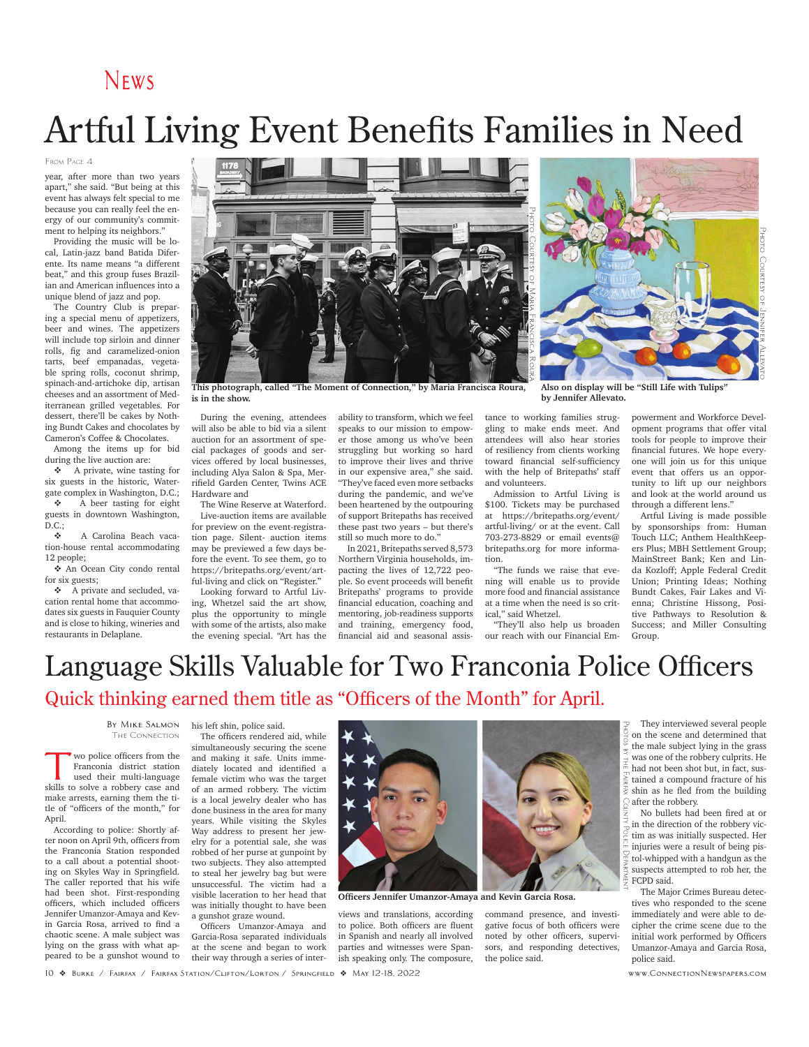News

# Artful Living Event Benefits Families in Need

From Page 4

year, after more than two years apart," she said. "But being at this event has always felt special to me because you can really feel the energy of our community's commitment to helping its neighbors."

Providing the music will be local, Latin-jazz band Batida Diferente. Its name means "a different beat," and this group fuses Brazilian and American influences into a unique blend of jazz and pop.

The Country Club is preparing a special menu of appetizers, beer and wines. The appetizers will include top sirloin and dinner rolls, fig and caramelized-onion tarts, beef empanadas, vegetable spring rolls, coconut shrimp, spinach-and-artichoke dip, artisan cheeses and an assortment of Mediterranean grilled vegetables. For dessert, there'll be cakes by Nothing Bundt Cakes and chocolates by Cameron's Coffee & Chocolates.

Among the items up for bid during the live auction are:

❖ A private, wine tasting for six guests in the historic, Watergate complex in Washington, D.C.;

❖ A beer tasting for eight guests in downtown Washington, D.C.;

❖ A Carolina Beach vacation-house rental accommodating 12 people;

❖ An Ocean City condo rental for six guests;

❖ A private and secluded, vacation rental home that accommodates six guests in Fauquier County and is close to hiking, wineries and restaurants in Delaplane.

Photo Courtesy of Maria Francisca Roura

This photograph, called "The Moment of Connection," by Maria Francisca Roura, is in the show.

Photo Courtesy of Jennifer Allevato

Also on display will be "Still Life with Tulips" by Jennifer Allevato.

During the evening, attendees will also be able to bid via a silent auction for an assortment of special packages of goods and services offered by local businesses, including Alya Salon & Spa, Merrifield Garden Center, Twins ACE Hardware and

The Wine Reserve at Waterford.

Live-auction items are available for preview on the event-registration page. Silent- auction items may be previewed a few days before the event. To see them, go to https://britepaths.org/event/artful-living and click on "Register."

Looking forward to Artful Living, Whetzel said the art show, plus the opportunity to mingle with some of the artists, also make the evening special. "Art has the ability to transform, which we feel speaks to our mission to empower those among us who've been struggling but working so hard to improve their lives and thrive in our expensive area," she said. "They've faced even more setbacks during the pandemic, and we've been heartened by the outpouring of support Britepaths has received these past two years – but there's still so much more to do."

In 2021, Britepaths served 8,573 Northern Virginia households, impacting the lives of 12,722 people. So event proceeds will benefit Britepaths' programs to provide financial education, coaching and mentoring, job-readiness supports and training, emergency food, financial aid and seasonal assistance to working families struggling to make ends meet. And attendees will also hear stories of resiliency from clients working toward financial self-sufficiency with the help of Britepaths' staff and volunteers.

Admission to Artful Living is $100. Tickets may be purchased at https://britepaths.org/event/artful-living/ or at the event. Call 703-273-8829 or email events@britepaths.org for more information.

"The funds we raise that evening will enable us to provide more food and financial assistance at a time when the need is so critical," said Whetzel.

"They'll also help us broaden our reach with our Financial Empowerment and Workforce Development programs that offer vital tools for people to improve their financial futures. We hope everyone will join us for this unique event that offers us an opportunity to lift up our neighbors and look at the world around us through a different lens."

Artful Living is made possible by sponsorships from: Human Touch LLC; Anthem HealthKeepers Plus; MBH Settlement Group; MainStreet Bank; Ken and Linda Kozloff; Apple Federal Credit Union; Printing Ideas; Nothing Bundt Cakes, Fair Lakes and Vienna; Christine Hissong, Positive Pathways to Resolution & Success; and Miller Consulting Group.

# Language Skills Valuable for Two Franconia Police Officers

## Quick thinking earned them title as "Officers of the Month" for April.

By Mike Salmon
The Connection

Two police officers from the Franconia district station used their multi-language skills to solve a robbery case and make arrests, earning them the title of "officers of the month," for April.

According to police: Shortly after noon on April 9th, officers from the Franconia Station responded to a call about a potential shooting on Skyles Way in Springfield. The caller reported that his wife had been shot. First-responding officers, which included officers Jennifer Umanzor-Amaya and Kevin Garcia Rosa, arrived to find a chaotic scene. A male subject was lying on the grass with what appeared to be a gunshot wound to his left shin, police said.

The officers rendered aid, while simultaneously securing the scene and making it safe. Units immediately located and identified a female victim who was the target of an armed robbery. The victim is a local jewelry dealer who has done business in the area for many years. While visiting the Skyles Way address to present her jewelry for a potential sale, she was robbed of her purse at gunpoint by two subjects. They also attempted to steal her jewelry bag but were unsuccessful. The victim had a visible laceration to her head that was initially thought to have been a gunshot graze wound.

Officers Umanzor-Amaya and Garcia-Rosa separated individuals at the scene and began to work their way through a series of interviews and translations, according to police. Both officers are fluent in Spanish and nearly all involved parties and witnesses were Spanish speaking only. The composure, command presence, and investigative focus of both officers were noted by other officers, supervisors, and responding detectives, the police said.

Photos by the Fairfax County Police Department

Officers Jennifer Umanzor-Amaya and Kevin Garcia Rosa.

They interviewed several people on the scene and determined that the male subject lying in the grass was one of the robbery culprits. He had not been shot but, in fact, sustained a compound fracture of his shin as he fled from the building after the robbery.

No bullets had been fired at or in the direction of the robbery victim as was initially suspected. Her injuries were a result of being pistol-whipped with a handgun as the suspects attempted to rob her, the FCPD said.

The Major Crimes Bureau detectives who responded to the scene immediately and were able to decipher the crime scene due to the initial work performed by Officers Umanzor-Amaya and Garcia Rosa, police said.